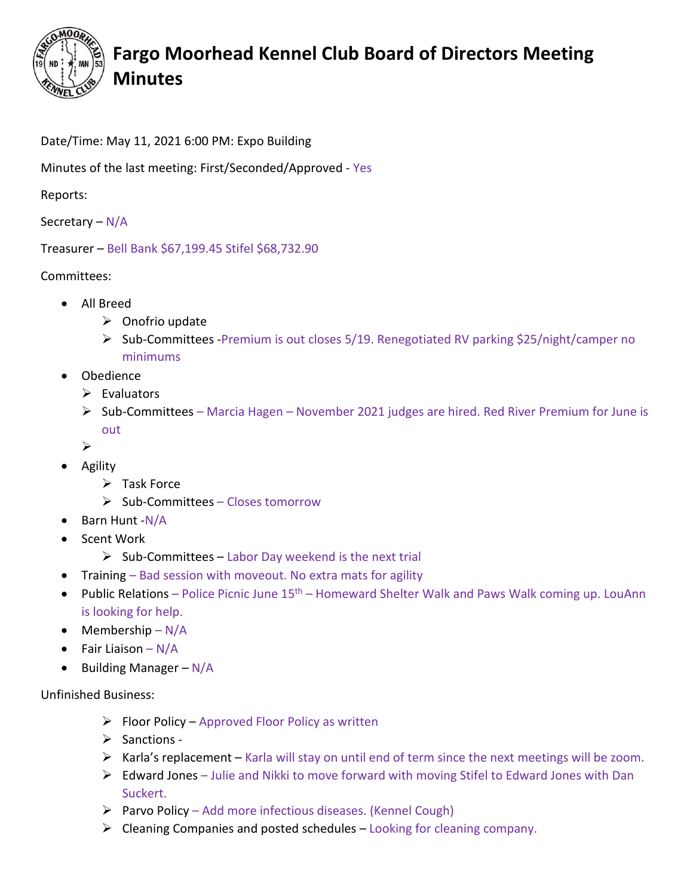# Fargo Moorhead Kennel Club Board of Directors Meeting Minutes

Date/Time: May 11, 2021 6:00 PM: Expo Building

Minutes of the last meeting: First/Seconded/Approved - Yes

Reports:

Secretary – N/A

Treasurer – Bell Bank $67,199.45 Stifel $68,732.90

Committees:

- All Breed
  - Onofrio update
  - Sub-Committees -Premium is out closes 5/19. Renegotiated RV parking $25/night/camper no minimums
- Obedience
  - Evaluators
  - Sub-Committees – Marcia Hagen – November 2021 judges are hired. Red River Premium for June is out
  - 
- Agility
  - Task Force
  - Sub-Committees – Closes tomorrow
- Barn Hunt -N/A
- Scent Work
  - Sub-Committees – Labor Day weekend is the next trial
- Training – Bad session with moveout. No extra mats for agility
- Public Relations – Police Picnic June 15th – Homeward Shelter Walk and Paws Walk coming up. LouAnn is looking for help.
- Membership – N/A
- Fair Liaison – N/A
- Building Manager – N/A

Unfinished Business:

- Floor Policy – Approved Floor Policy as written
- Sanctions -
- Karla's replacement – Karla will stay on until end of term since the next meetings will be zoom.
- Edward Jones – Julie and Nikki to move forward with moving Stifel to Edward Jones with Dan Suckert.
- Parvo Policy – Add more infectious diseases. (Kennel Cough)
- Cleaning Companies and posted schedules – Looking for cleaning company.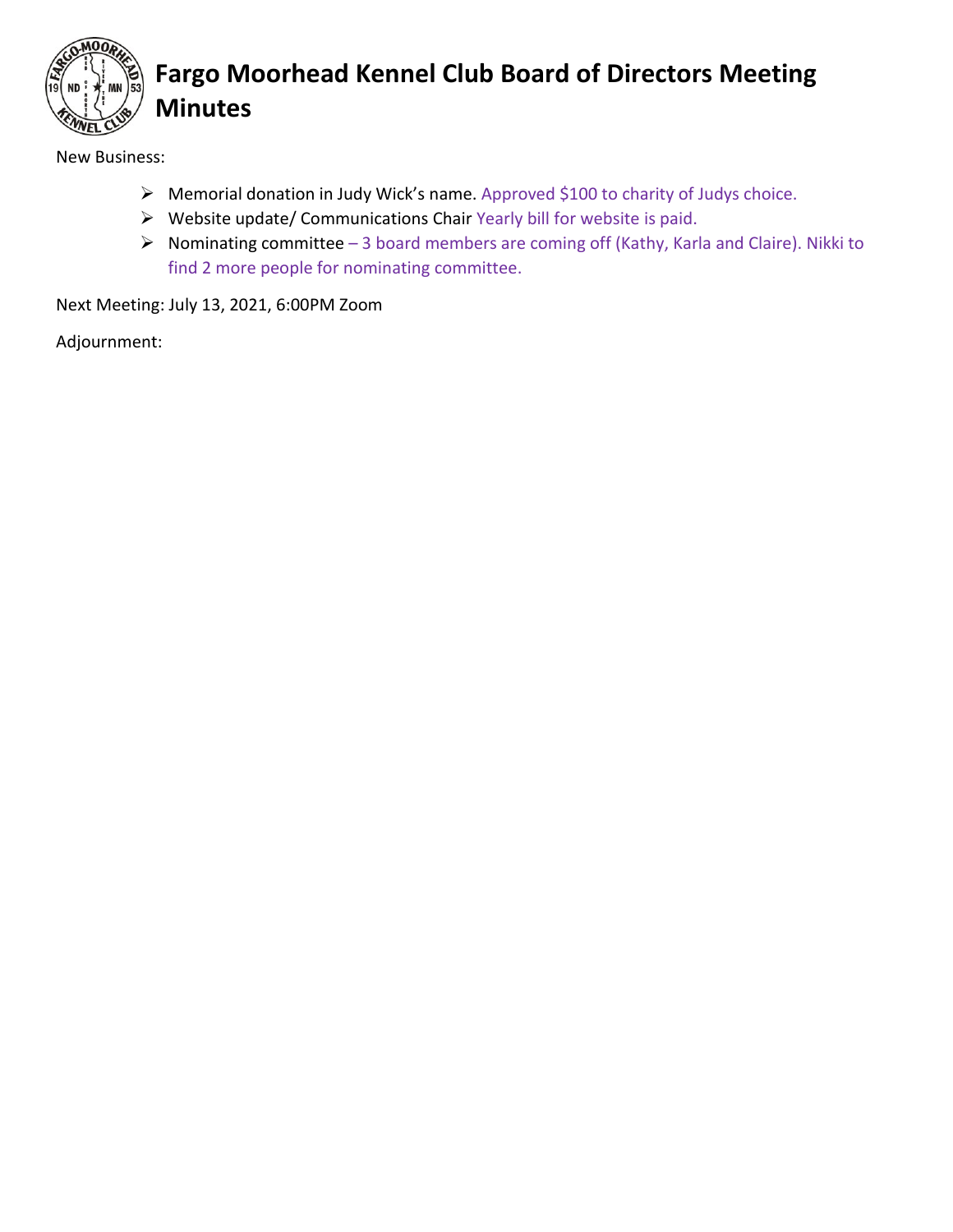# Fargo Moorhead Kennel Club Board of Directors Meeting Minutes

New Business:

- Memorial donation in Judy Wick's name. Approved $100 to charity of Judys choice.
- Website update/ Communications Chair Yearly bill for website is paid.
- Nominating committee – 3 board members are coming off (Kathy, Karla and Claire). Nikki to find 2 more people for nominating committee.

Next Meeting: July 13, 2021, 6:00PM Zoom

Adjournment: